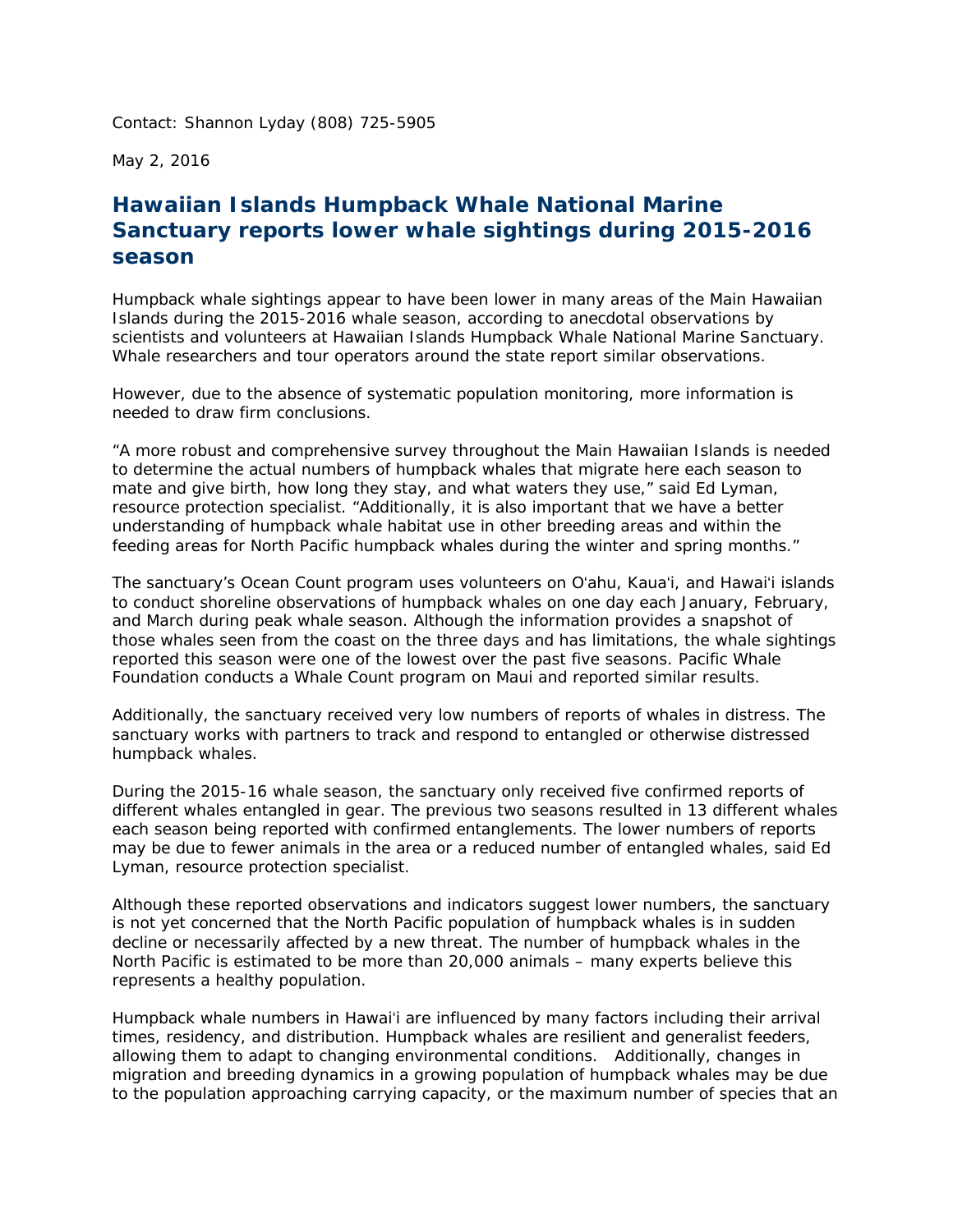Contact: Shannon Lyday (808) 725-5905

May 2, 2016

## Hawaiian Islands Humpback Whale National Marine Sanctuary reports lower whale sightings during 2015-2016 season

Humpback whale sightings appear to have been lower in many areas of the Main Hawaiian Islands during the 2015-2016 whale season, according to anecdotal observations by scientists and volunteers at Hawaiian Islands Humpback Whale National Marine Sanctuary. Whale researchers and tour operators around the state report similar observations.

However, due to the absence of systematic population monitoring, more information is needed to draw firm conclusions.

“A more robust and comprehensive survey throughout the Main Hawaiian Islands is needed to determine the actual numbers of humpback whales that migrate here each season to mate and give birth, how long they stay, and what waters they use,” said Ed Lyman, resource protection specialist. “Additionally, it is also important that we have a better understanding of humpback whale habitat use in other breeding areas and within the feeding areas for North Pacific humpback whales during the winter and spring months.”

The sanctuary’s Ocean Count program uses volunteers on Oʻahu, Kauaʻi, and Hawaiʻi islands to conduct shoreline observations of humpback whales on one day each January, February, and March during peak whale season. Although the information provides a snapshot of those whales seen from the coast on the three days and has limitations, the whale sightings reported this season were one of the lowest over the past five seasons. Pacific Whale Foundation conducts a Whale Count program on Maui and reported similar results.

Additionally, the sanctuary received very low numbers of reports of whales in distress. The sanctuary works with partners to track and respond to entangled or otherwise distressed humpback whales.

During the 2015-16 whale season, the sanctuary only received five confirmed reports of different whales entangled in gear. The previous two seasons resulted in 13 different whales each season being reported with confirmed entanglements. The lower numbers of reports may be due to fewer animals in the area or a reduced number of entangled whales, said Ed Lyman, resource protection specialist.

Although these reported observations and indicators suggest lower numbers, the sanctuary is not yet concerned that the North Pacific population of humpback whales is in sudden decline or necessarily affected by a new threat. The number of humpback whales in the North Pacific is estimated to be more than 20,000 animals – many experts believe this represents a healthy population.

Humpback whale numbers in Hawaiʻi are influenced by many factors including their arrival times, residency, and distribution. Humpback whales are resilient and generalist feeders, allowing them to adapt to changing environmental conditions. Additionally, changes in migration and breeding dynamics in a growing population of humpback whales may be due to the population approaching carrying capacity, or the maximum number of species that an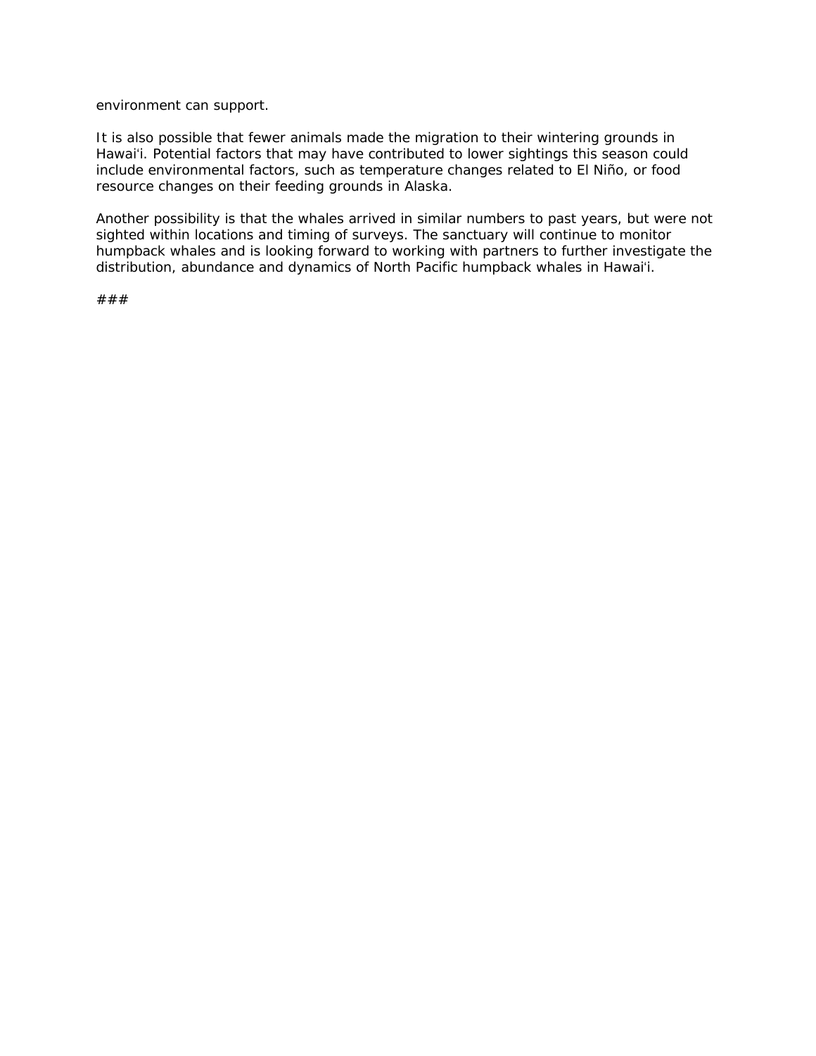environment can support.

It is also possible that fewer animals made the migration to their wintering grounds in Hawai'i. Potential factors that may have contributed to lower sightings this season could include environmental factors, such as temperature changes related to El Niño, or food resource changes on their feeding grounds in Alaska.

Another possibility is that the whales arrived in similar numbers to past years, but were not sighted within locations and timing of surveys. The sanctuary will continue to monitor humpback whales and is looking forward to working with partners to further investigate the distribution, abundance and dynamics of North Pacific humpback whales in Hawai'i.

###